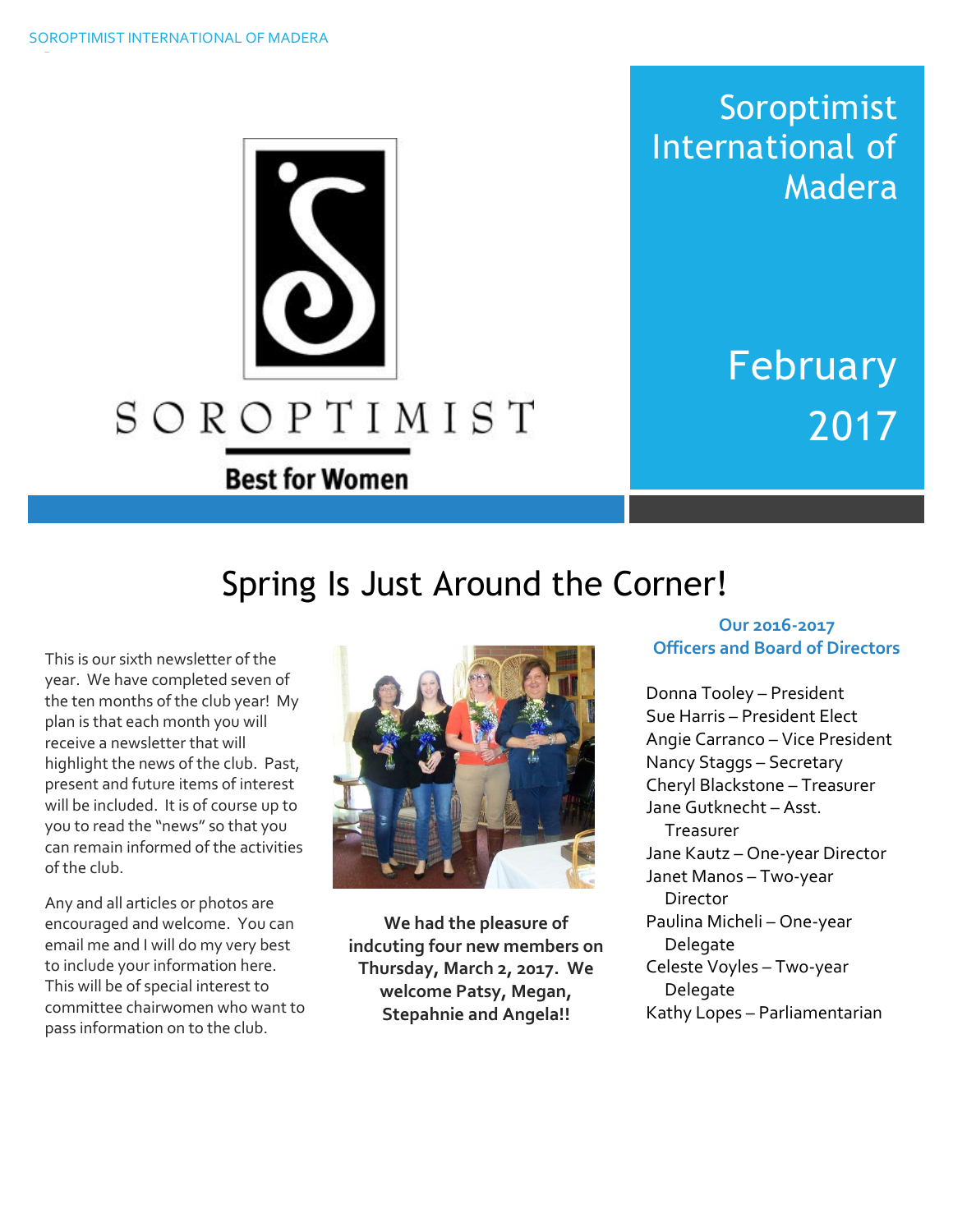# Soroptimist International of Madera

SOROPTIMIST

**Best for Women**

February 2017

## Spring Is Just Around the Corner!

This is our sixth newsletter of the year. We have completed seven of the ten months of the club year! My plan is that each month you will receive a newsletter that will highlight the news of the club. Past, present and future items of interest will be included. It is of course up to you to read the "news" so that you can remain informed of the activities of the club.

Any and all articles or photos are encouraged and welcome. You can email me and I will do my very best to include your information here. This will be of special interest to committee chairwomen who want to pass information on to the club.

**We had the pleasure of indcuting four new members on Thursday, March 2, 2017. We welcome Patsy, Megan, Stepahnie and Angela!!**

### Our 2016-2017 Officers and Board of Directors

Donna Tooley – President
Sue Harris – President Elect
Angie Carranco – Vice President
Nancy Staggs – Secretary
Cheryl Blackstone – Treasurer
Jane Gutknecht – Asst. Treasurer
Jane Kautz – One-year Director
Janet Manos – Two-year Director
Paulina Micheli – One-year Delegate
Celeste Voyles – Two-year Delegate
Kathy Lopes – Parliamentarian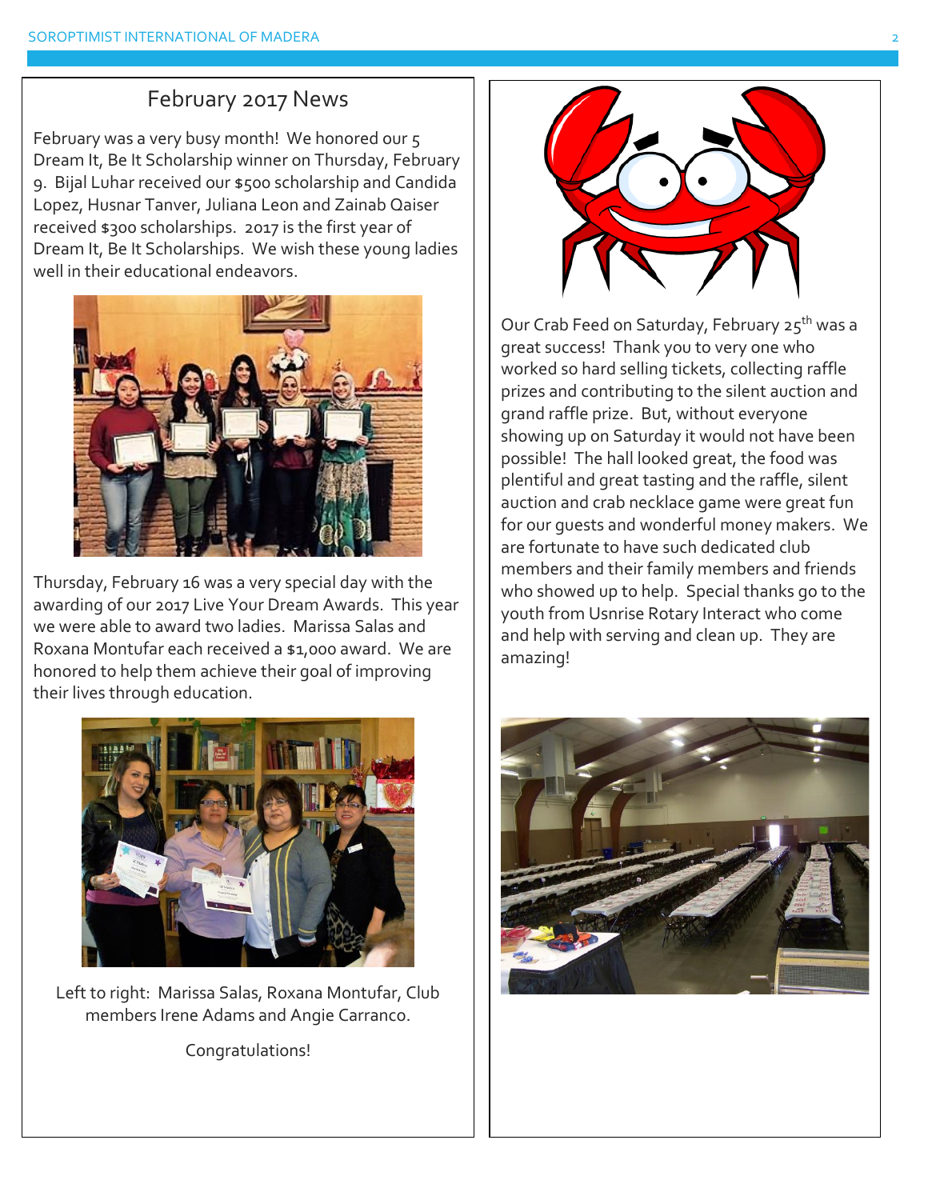## February 2017 News

February was a very busy month! We honored our 5 Dream It, Be It Scholarship winner on Thursday, February 9. Bijal Luhar received our $500 scholarship and Candida Lopez, Husnar Tanver, Juliana Leon and Zainab Qaiser received $300 scholarships. 2017 is the first year of Dream It, Be It Scholarships. We wish these young ladies well in their educational endeavors.

Thursday, February 16 was a very special day with the awarding of our 2017 Live Your Dream Awards. This year we were able to award two ladies. Marissa Salas and Roxana Montufar each received a $1,000 award. We are honored to help them achieve their goal of improving their lives through education.

Left to right: Marissa Salas, Roxana Montufar, Club members Irene Adams and Angie Carranco.

Congratulations!

Our Crab Feed on Saturday, February 25th was a great success! Thank you to very one who worked so hard selling tickets, collecting raffle prizes and contributing to the silent auction and grand raffle prize. But, without everyone showing up on Saturday it would not have been possible! The hall looked great, the food was plentiful and great tasting and the raffle, silent auction and crab necklace game were great fun for our guests and wonderful money makers. We are fortunate to have such dedicated club members and their family members and friends who showed up to help. Special thanks go to the youth from Usnrise Rotary Interact who come and help with serving and clean up. They are amazing!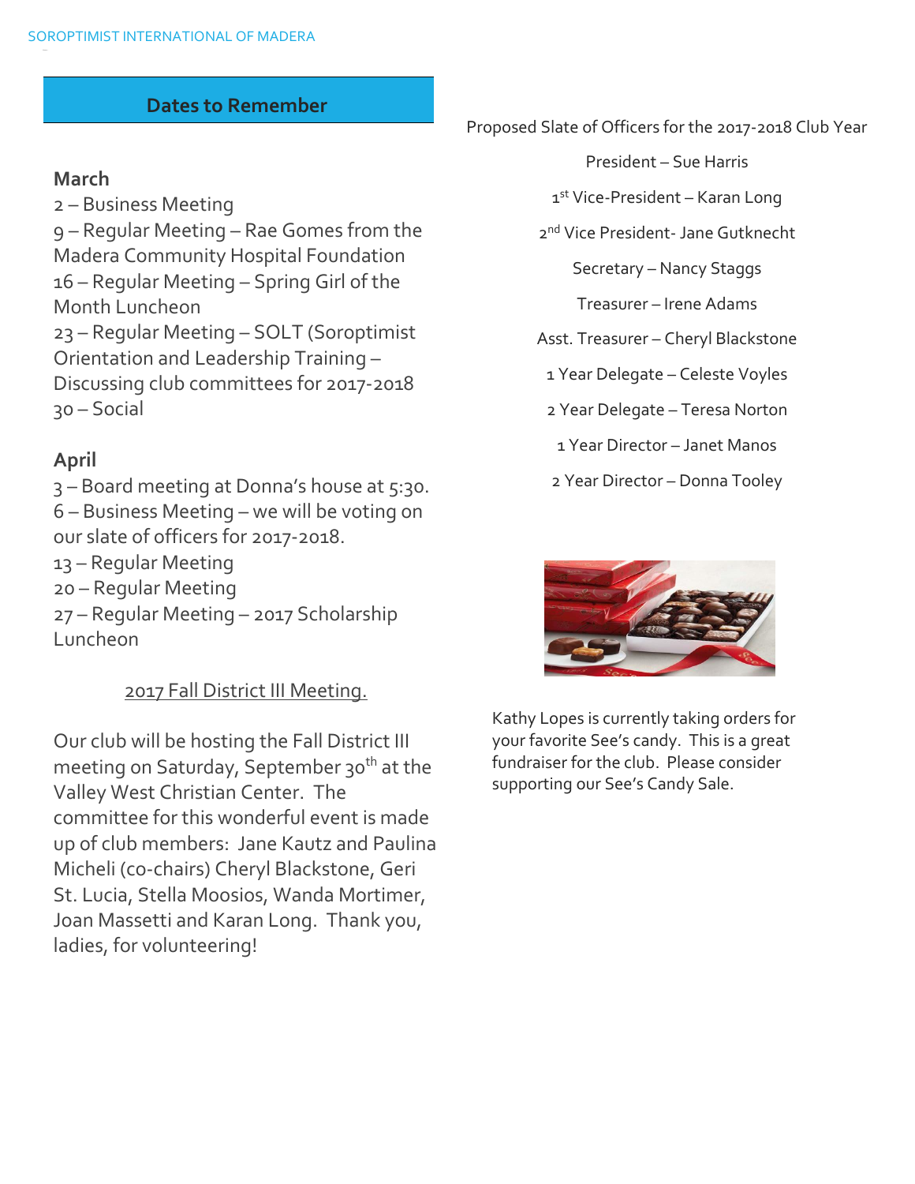## Dates to Remember

### March

2 – Business Meeting
9 – Regular Meeting – Rae Gomes from the Madera Community Hospital Foundation
16 – Regular Meeting – Spring Girl of the Month Luncheon
23 – Regular Meeting – SOLT (Soroptimist Orientation and Leadership Training – Discussing club committees for 2017-2018
30 – Social

### April

3 – Board meeting at Donna's house at 5:30.
6 – Business Meeting – we will be voting on our slate of officers for 2017-2018.
13 – Regular Meeting
20 – Regular Meeting
27 – Regular Meeting – 2017 Scholarship Luncheon

### 2017 Fall District III Meeting.

Our club will be hosting the Fall District III meeting on Saturday, September 30th at the Valley West Christian Center. The committee for this wonderful event is made up of club members: Jane Kautz and Paulina Micheli (co-chairs) Cheryl Blackstone, Geri St. Lucia, Stella Moosios, Wanda Mortimer, Joan Massetti and Karan Long. Thank you, ladies, for volunteering!

Proposed Slate of Officers for the 2017-2018 Club Year

President – Sue Harris

1st Vice-President – Karan Long

2nd Vice President- Jane Gutknecht

Secretary – Nancy Staggs

Treasurer – Irene Adams

Asst. Treasurer – Cheryl Blackstone

1 Year Delegate – Celeste Voyles

2 Year Delegate – Teresa Norton

1 Year Director – Janet Manos

2 Year Director – Donna Tooley

Kathy Lopes is currently taking orders for your favorite See's candy. This is a great fundraiser for the club. Please consider supporting our See's Candy Sale.